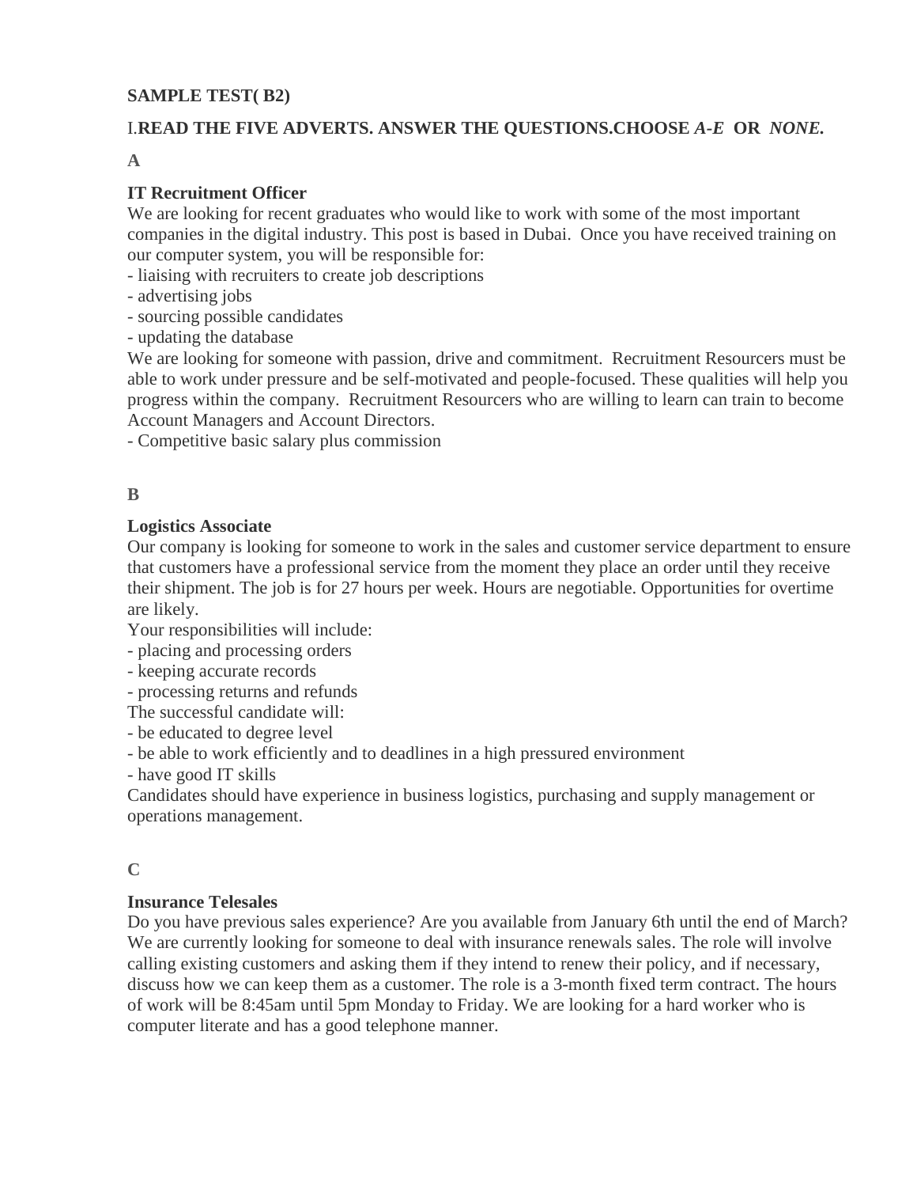**SAMPLE TEST( B2)**

I.**READ THE FIVE ADVERTS. ANSWER THE QUESTIONS.CHOOSE *A-E* OR *NONE.***

**A**

**IT Recruitment Officer**

We are looking for recent graduates who would like to work with some of the most important companies in the digital industry. This post is based in Dubai. Once you have received training on our computer system, you will be responsible for:

- liaising with recruiters to create job descriptions
- advertising jobs
- sourcing possible candidates
- updating the database

We are looking for someone with passion, drive and commitment. Recruitment Resourcers must be able to work under pressure and be self-motivated and people-focused. These qualities will help you progress within the company. Recruitment Resourcers who are willing to learn can train to become Account Managers and Account Directors.

- Competitive basic salary plus commission

**B**

**Logistics Associate**

Our company is looking for someone to work in the sales and customer service department to ensure that customers have a professional service from the moment they place an order until they receive their shipment. The job is for 27 hours per week. Hours are negotiable. Opportunities for overtime are likely.

Your responsibilities will include:

- placing and processing orders
- keeping accurate records
- processing returns and refunds

The successful candidate will:

- be educated to degree level
- be able to work efficiently and to deadlines in a high pressured environment
- have good IT skills

Candidates should have experience in business logistics, purchasing and supply management or operations management.

**C**

**Insurance Telesales**

Do you have previous sales experience? Are you available from January 6th until the end of March? We are currently looking for someone to deal with insurance renewals sales. The role will involve calling existing customers and asking them if they intend to renew their policy, and if necessary, discuss how we can keep them as a customer. The role is a 3-month fixed term contract. The hours of work will be 8:45am until 5pm Monday to Friday. We are looking for a hard worker who is computer literate and has a good telephone manner.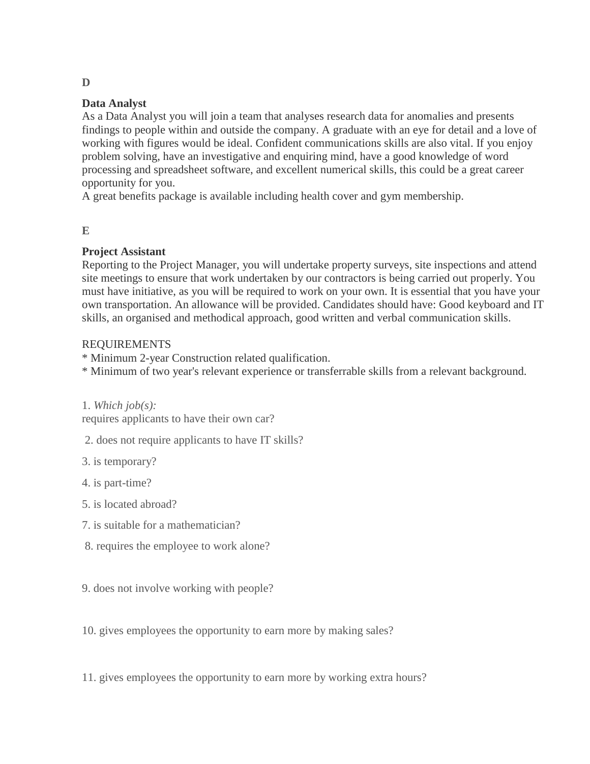**D**

**Data Analyst**
As a Data Analyst you will join a team that analyses research data for anomalies and presents findings to people within and outside the company. A graduate with an eye for detail and a love of working with figures would be ideal. Confident communications skills are also vital. If you enjoy problem solving, have an investigative and enquiring mind, have a good knowledge of word processing and spreadsheet software, and excellent numerical skills, this could be a great career opportunity for you.
A great benefits package is available including health cover and gym membership.

**E**

**Project Assistant**
Reporting to the Project Manager, you will undertake property surveys, site inspections and attend site meetings to ensure that work undertaken by our contractors is being carried out properly. You must have initiative, as you will be required to work on your own. It is essential that you have your own transportation. An allowance will be provided. Candidates should have: Good keyboard and IT skills, an organised and methodical approach, good written and verbal communication skills.

REQUIREMENTS
* Minimum 2-year Construction related qualification.
* Minimum of two year's relevant experience or transferrable skills from a relevant background.

1. *Which job(s):*
requires applicants to have their own car?

2. does not require applicants to have IT skills?

3. is temporary?

4. is part-time?

5. is located abroad?

7. is suitable for a mathematician?

8. requires the employee to work alone?

9. does not involve working with people?

10. gives employees the opportunity to earn more by making sales?

11. gives employees the opportunity to earn more by working extra hours?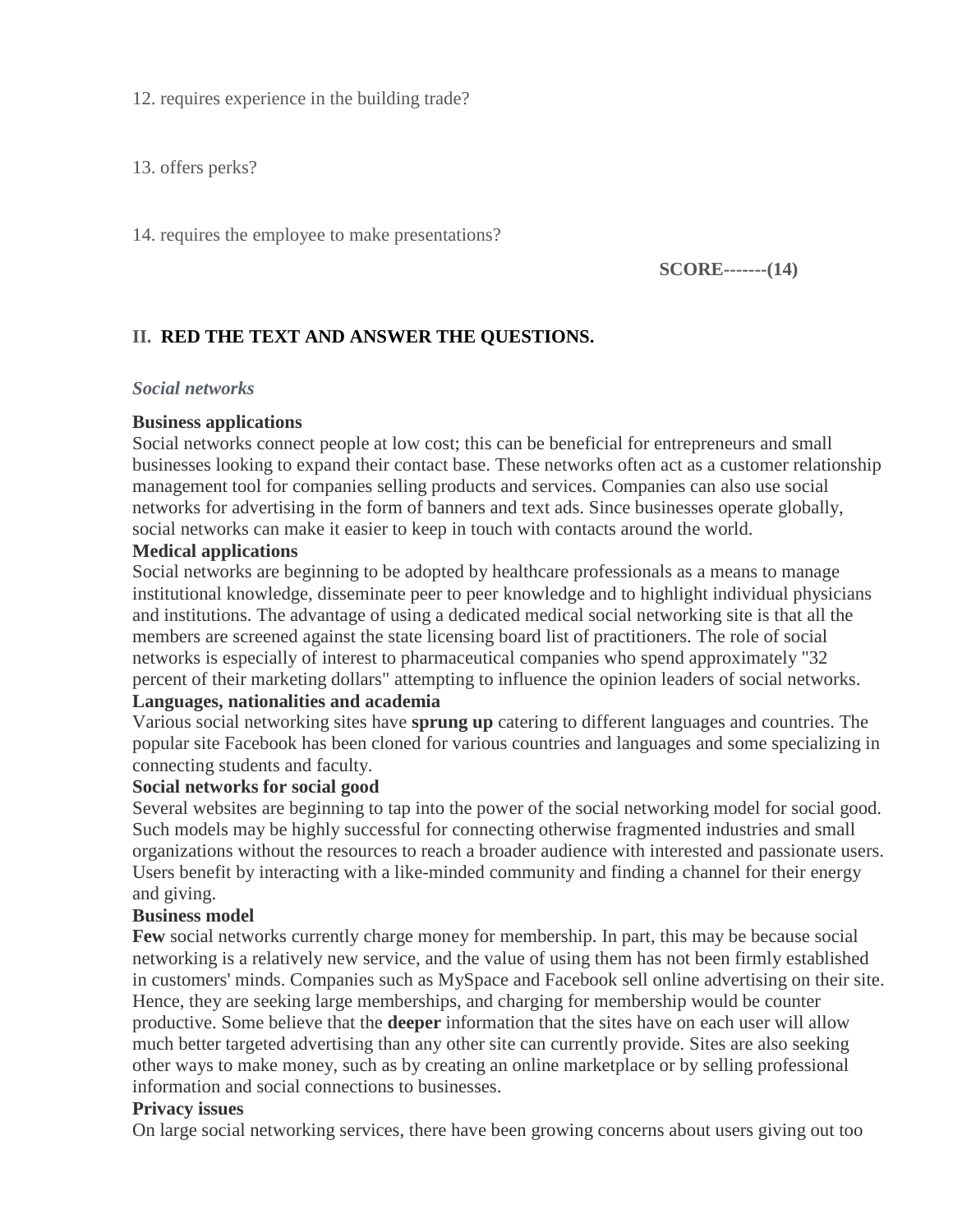12. requires experience in the building trade?

13. offers perks?

14. requires the employee to make presentations?

**SCORE-------(14)**

## II. RED THE TEXT AND ANSWER THE QUESTIONS.

*Social networks*

**Business applications**

Social networks connect people at low cost; this can be beneficial for entrepreneurs and small businesses looking to expand their contact base. These networks often act as a customer relationship management tool for companies selling products and services. Companies can also use social networks for advertising in the form of banners and text ads. Since businesses operate globally, social networks can make it easier to keep in touch with contacts around the world.

**Medical applications**

Social networks are beginning to be adopted by healthcare professionals as a means to manage institutional knowledge, disseminate peer to peer knowledge and to highlight individual physicians and institutions. The advantage of using a dedicated medical social networking site is that all the members are screened against the state licensing board list of practitioners. The role of social networks is especially of interest to pharmaceutical companies who spend approximately "32 percent of their marketing dollars" attempting to influence the opinion leaders of social networks.

**Languages, nationalities and academia**

Various social networking sites have **sprung up** catering to different languages and countries. The popular site Facebook has been cloned for various countries and languages and some specializing in connecting students and faculty.

**Social networks for social good**

Several websites are beginning to tap into the power of the social networking model for social good. Such models may be highly successful for connecting otherwise fragmented industries and small organizations without the resources to reach a broader audience with interested and passionate users. Users benefit by interacting with a like-minded community and finding a channel for their energy and giving.

**Business model**

**Few** social networks currently charge money for membership. In part, this may be because social networking is a relatively new service, and the value of using them has not been firmly established in customers' minds. Companies such as MySpace and Facebook sell online advertising on their site. Hence, they are seeking large memberships, and charging for membership would be counter productive. Some believe that the **deeper** information that the sites have on each user will allow much better targeted advertising than any other site can currently provide. Sites are also seeking other ways to make money, such as by creating an online marketplace or by selling professional information and social connections to businesses.

**Privacy issues**

On large social networking services, there have been growing concerns about users giving out too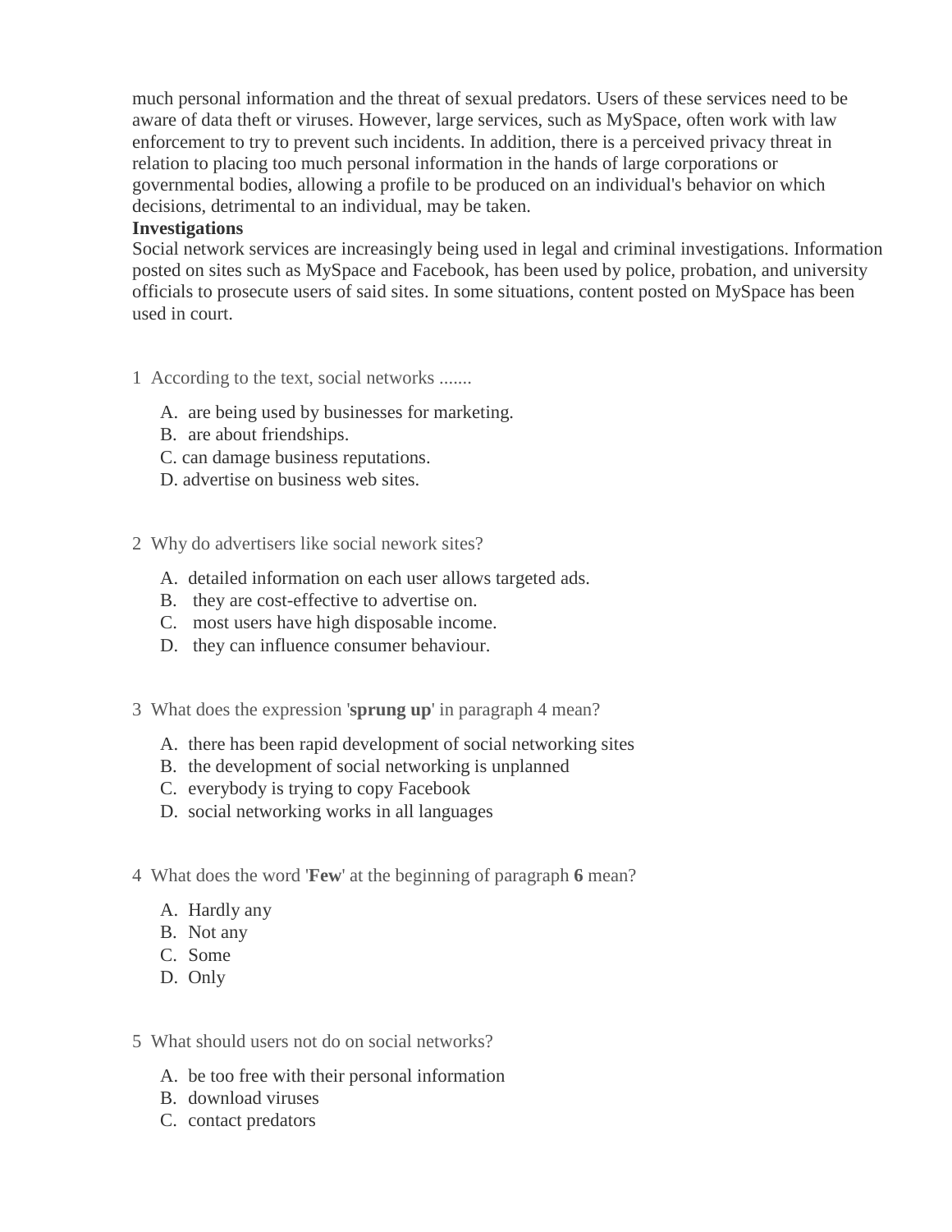much personal information and the threat of sexual predators. Users of these services need to be aware of data theft or viruses. However, large services, such as MySpace, often work with law enforcement to try to prevent such incidents. In addition, there is a perceived privacy threat in relation to placing too much personal information in the hands of large corporations or governmental bodies, allowing a profile to be produced on an individual's behavior on which decisions, detrimental to an individual, may be taken.

**Investigations**

Social network services are increasingly being used in legal and criminal investigations. Information posted on sites such as MySpace and Facebook, has been used by police, probation, and university officials to prosecute users of said sites. In some situations, content posted on MySpace has been used in court.

1 According to the text, social networks .......

A. are being used by businesses for marketing.
B. are about friendships.
C. can damage business reputations.
D. advertise on business web sites.

2 Why do advertisers like social nework sites?

A. detailed information on each user allows targeted ads.
B. they are cost-effective to advertise on.
C. most users have high disposable income.
D. they can influence consumer behaviour.

3 What does the expression '**sprung up**' in paragraph 4 mean?

A. there has been rapid development of social networking sites
B. the development of social networking is unplanned
C. everybody is trying to copy Facebook
D. social networking works in all languages

4 What does the word '**Few**' at the beginning of paragraph **6** mean?

A. Hardly any
B. Not any
C. Some
D. Only

5 What should users not do on social networks?

A. be too free with their personal information
B. download viruses
C. contact predators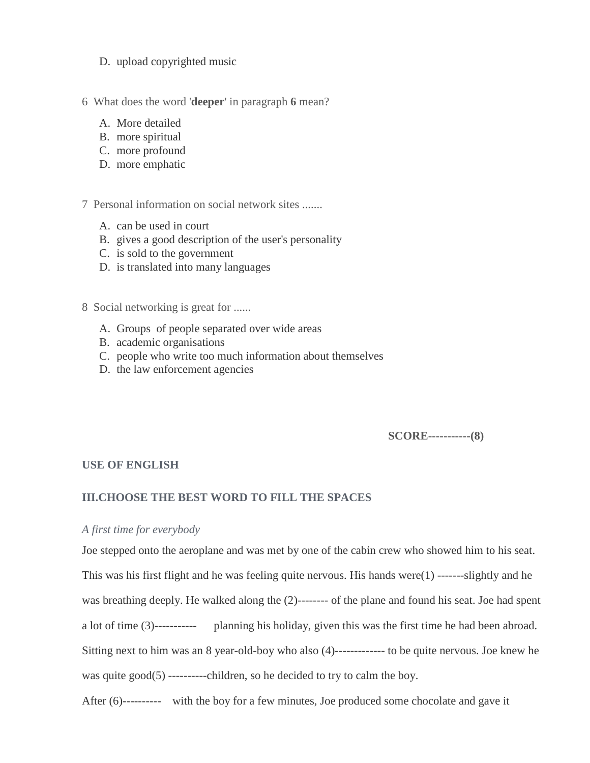D. upload copyrighted music

6 What does the word '**deeper**' in paragraph **6** mean?

A. More detailed
B. more spiritual
C. more profound
D. more emphatic

7 Personal information on social network sites .......

A. can be used in court
B. gives a good description of the user's personality
C. is sold to the government
D. is translated into many languages

8 Social networking is great for ......

A. Groups of people separated over wide areas
B. academic organisations
C. people who write too much information about themselves
D. the law enforcement agencies

**SCORE-----------(8)**

**USE OF ENGLISH**

**III.CHOOSE THE BEST WORD TO FILL THE SPACES**

*A first time for everybody*

Joe stepped onto the aeroplane and was met by one of the cabin crew who showed him to his seat. This was his first flight and he was feeling quite nervous. His hands were(1) -------slightly and he was breathing deeply. He walked along the (2)-------- of the plane and found his seat. Joe had spent a lot of time (3)----------- planning his holiday, given this was the first time he had been abroad. Sitting next to him was an 8 year-old-boy who also (4)------------- to be quite nervous. Joe knew he was quite good(5) ----------children, so he decided to try to calm the boy.

After (6)---------- with the boy for a few minutes, Joe produced some chocolate and gave it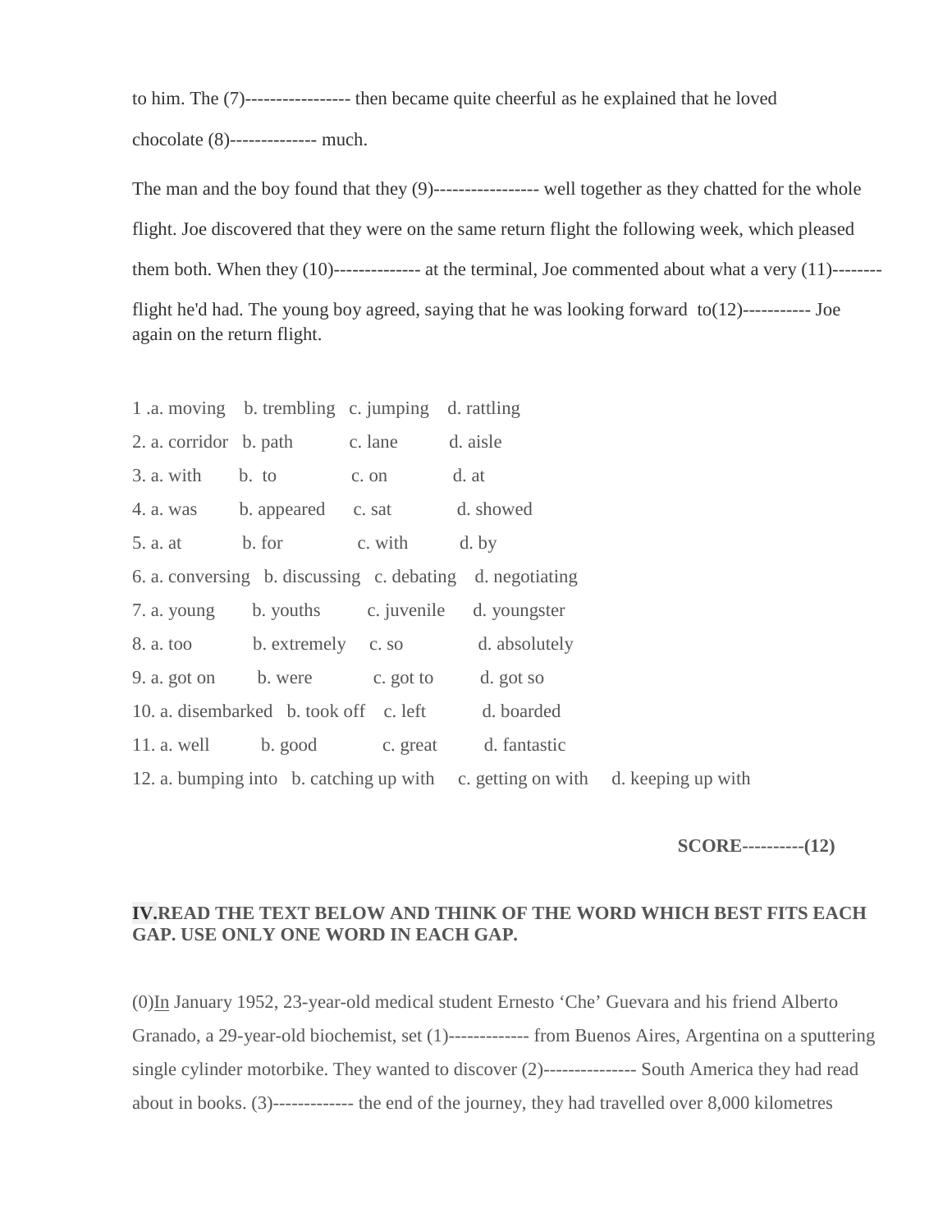to him. The (7)---------------- then became quite cheerful as he explained that he loved chocolate (8)------------- much.

The man and the boy found that they (9)---------------- well together as they chatted for the whole flight. Joe discovered that they were on the same return flight the following week, which pleased them both. When they (10)------------- at the terminal, Joe commented about what a very (11)-------- flight he'd had. The young boy agreed, saying that he was looking forward to(12)----------- Joe again on the return flight.

1 .a. moving b. trembling c. jumping d. rattling
2. a. corridor b. path c. lane d. aisle
3. a. with b. to c. on d. at
4. a. was b. appeared c. sat d. showed
5. a. at b. for c. with d. by
6. a. conversing b. discussing c. debating d. negotiating
7. a. young b. youths c. juvenile d. youngster
8. a. too b. extremely c. so d. absolutely
9. a. got on b. were c. got to d. got so
10. a. disembarked b. took off c. left d. boarded
11. a. well b. good c. great d. fantastic
12. a. bumping into b. catching up with c. getting on with d. keeping up with

**SCORE----------(12)**

**IV.READ THE TEXT BELOW AND THINK OF THE WORD WHICH BEST FITS EACH GAP. USE ONLY ONE WORD IN EACH GAP.**

(0)In January 1952, 23-year-old medical student Ernesto 'Che' Guevara and his friend Alberto Granado, a 29-year-old biochemist, set (1)------------- from Buenos Aires, Argentina on a sputtering single cylinder motorbike. They wanted to discover (2)--------------- South America they had read about in books. (3)------------- the end of the journey, they had travelled over 8,000 kilometres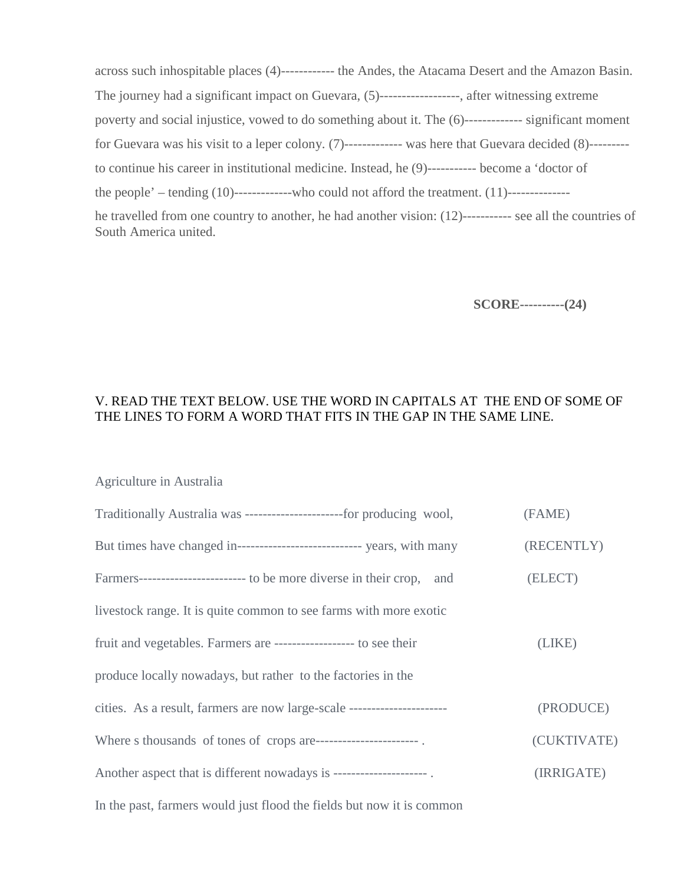across such inhospitable places (4)------------ the Andes, the Atacama Desert and the Amazon Basin. The journey had a significant impact on Guevara, (5)------------------, after witnessing extreme poverty and social injustice, vowed to do something about it. The (6)------------- significant moment for Guevara was his visit to a leper colony. (7)------------- was here that Guevara decided (8)--------- to continue his career in institutional medicine. Instead, he (9)----------- become a 'doctor of the people' – tending (10)-------------who could not afford the treatment. (11)-------------- he travelled from one country to another, he had another vision: (12)----------- see all the countries of South America united.

**SCORE----------(24)**

V. READ THE TEXT BELOW. USE THE WORD IN CAPITALS AT THE END OF SOME OF THE LINES TO FORM A WORD THAT FITS IN THE GAP IN THE SAME LINE.

Agriculture in Australia

Traditionally Australia was ----------------------for producing wool, (FAME)

But times have changed in---------------------------- years, with many (RECENTLY)

Farmers------------------------ to be more diverse in their crop, and (ELECT)

livestock range. It is quite common to see farms with more exotic

fruit and vegetables. Farmers are ------------------ to see their (LIKE)

produce locally nowadays, but rather to the factories in the

cities. As a result, farmers are now large-scale ---------------------- (PRODUCE)

Where s thousands of tones of crops are----------------------- . (CUKTIVATE)

Another aspect that is different nowadays is --------------------- . (IRRIGATE)

In the past, farmers would just flood the fields but now it is common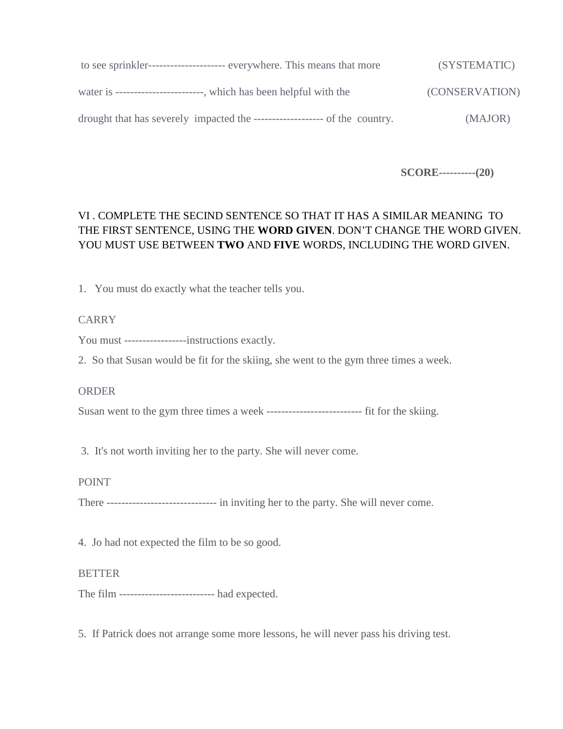to see sprinkler--------------------- everywhere. This means that more (SYSTEMATIC)

water is ------------------------, which has been helpful with the (CONSERVATION)

drought that has severely impacted the ------------------- of the country. (MAJOR)

**SCORE----------(20)**

VI . COMPLETE THE SECIND SENTENCE SO THAT IT HAS A SIMILAR MEANING TO THE FIRST SENTENCE, USING THE **WORD GIVEN**. DON'T CHANGE THE WORD GIVEN. YOU MUST USE BETWEEN **TWO** AND **FIVE** WORDS, INCLUDING THE WORD GIVEN.

1. You must do exactly what the teacher tells you.

CARRY

You must -----------------instructions exactly.

2. So that Susan would be fit for the skiing, she went to the gym three times a week.

ORDER

Susan went to the gym three times a week -------------------------- fit for the skiing.

3. It's not worth inviting her to the party. She will never come.

POINT

There ------------------------------ in inviting her to the party. She will never come.

4. Jo had not expected the film to be so good.

BETTER

The film -------------------------- had expected.

5. If Patrick does not arrange some more lessons, he will never pass his driving test.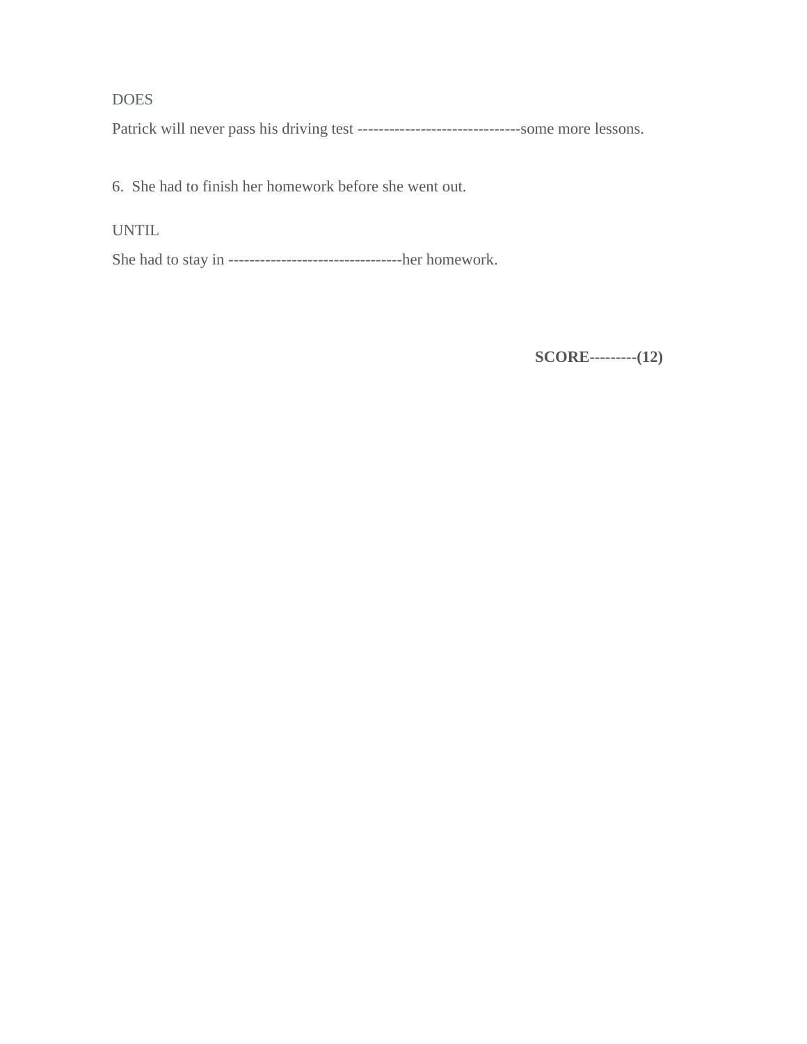DOES

Patrick will never pass his driving test -------------------------------some more lessons.

6. She had to finish her homework before she went out.

UNTIL

She had to stay in ---------------------------------her homework.

**SCORE---------(12)**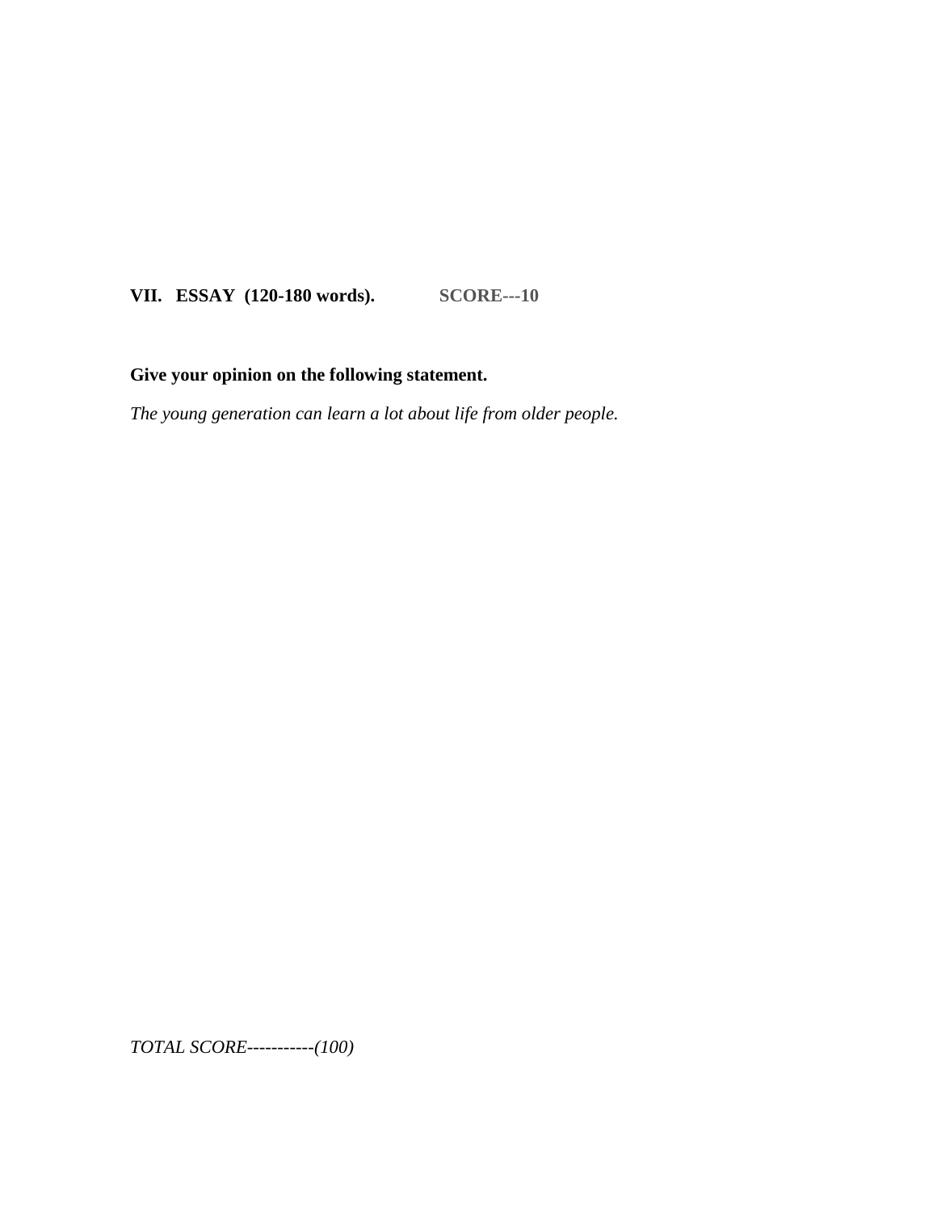## VII. ESSAY (120-180 words). SCORE---10

**Give your opinion on the following statement.**

*The young generation can learn a lot about life from older people.*

*TOTAL SCORE-----------(100)*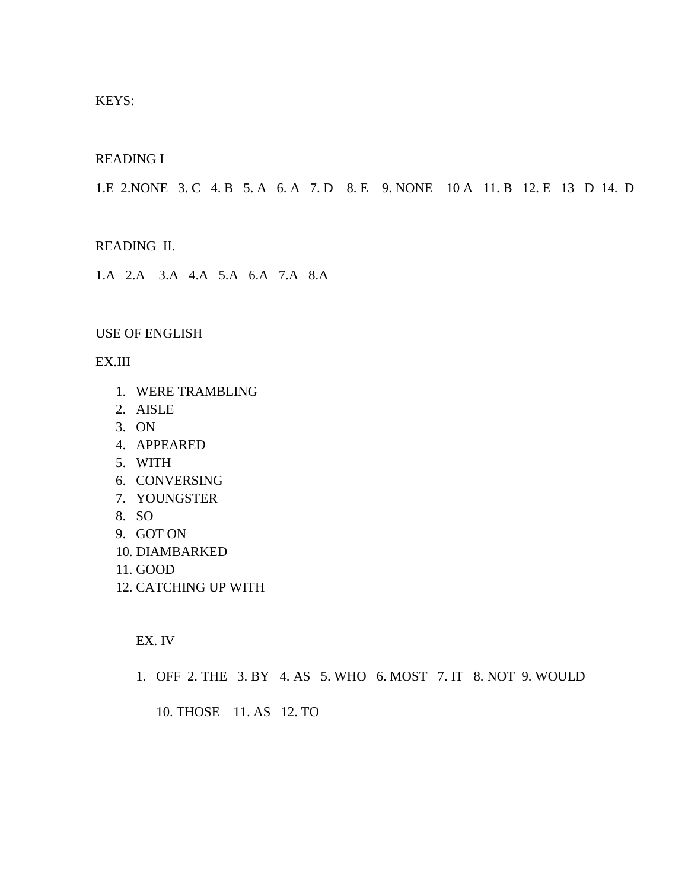KEYS:

READING I

1.E 2.NONE 3. C 4. B 5. A 6. A 7. D 8. E 9. NONE 10 A 11. B 12. E 13 D 14. D

READING II.

1.A 2.A 3.A 4.A 5.A 6.A 7.A 8.A

USE OF ENGLISH

EX.III

1. WERE TRAMBLING
2. AISLE
3. ON
4. APPEARED
5. WITH
6. CONVERSING
7. YOUNGSTER
8. SO
9. GOT ON
10. DIAMBARKED
11. GOOD
12. CATCHING UP WITH

EX. IV

1. OFF 2. THE 3. BY 4. AS 5. WHO 6. MOST 7. IT 8. NOT 9. WOULD

   10. THOSE 11. AS 12. TO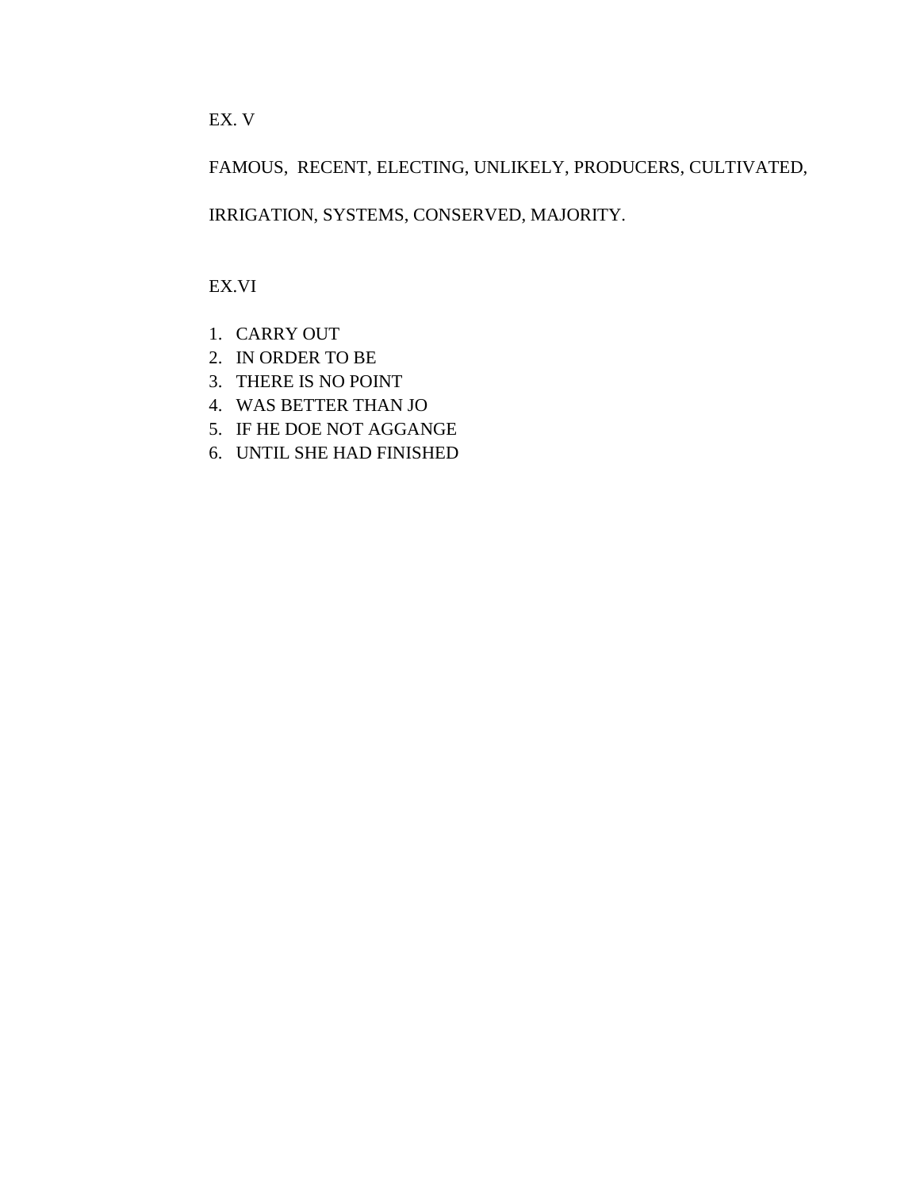EX. V

FAMOUS, RECENT, ELECTING, UNLIKELY, PRODUCERS, CULTIVATED,

IRRIGATION, SYSTEMS, CONSERVED, MAJORITY.

EX.VI

1. CARRY OUT
2. IN ORDER TO BE
3. THERE IS NO POINT
4. WAS BETTER THAN JO
5. IF HE DOE NOT AGGANGE
6. UNTIL SHE HAD FINISHED